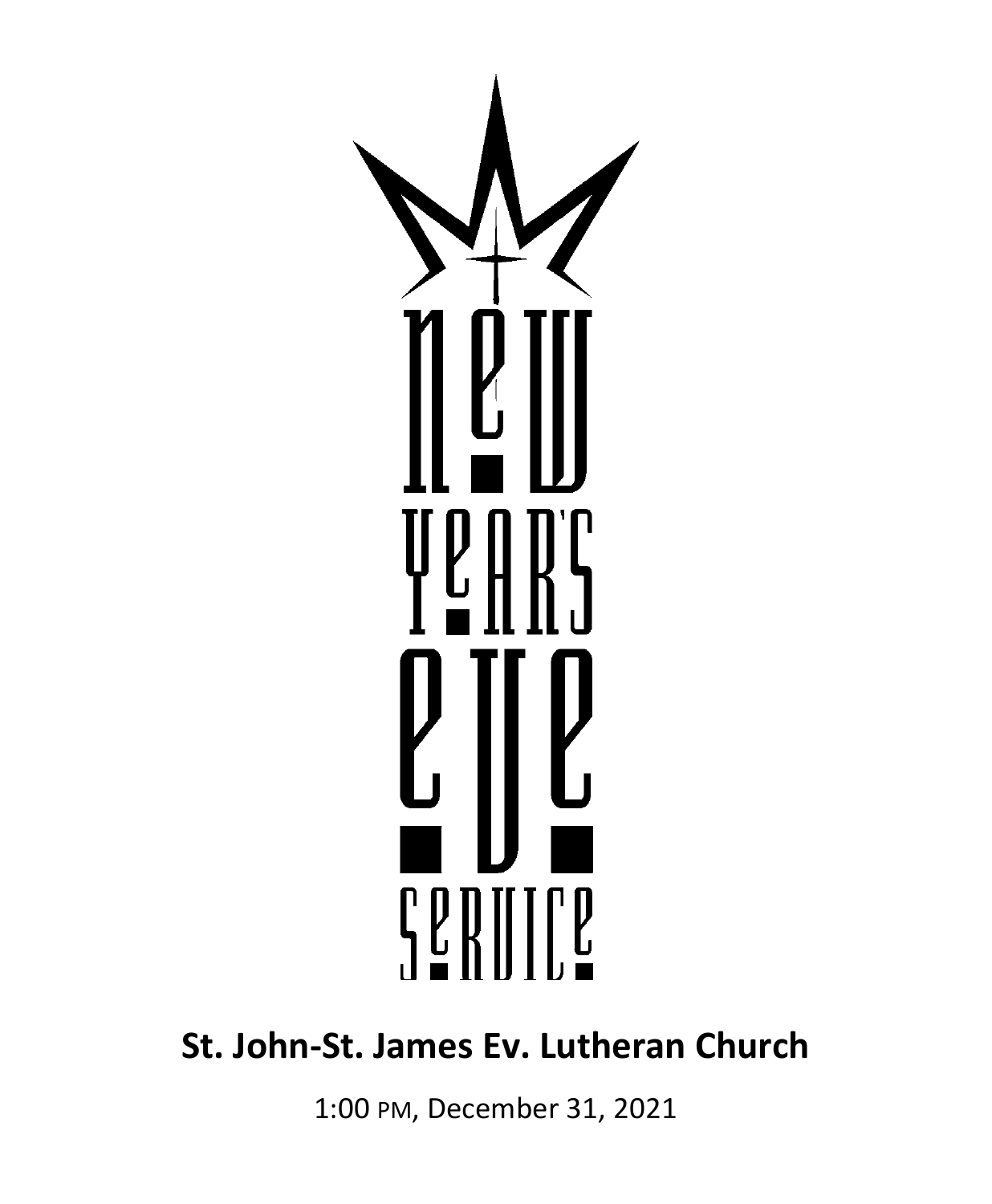# New Year's Eve Service

## St. John-St. James Ev. Lutheran Church

1:00 PM, December 31, 2021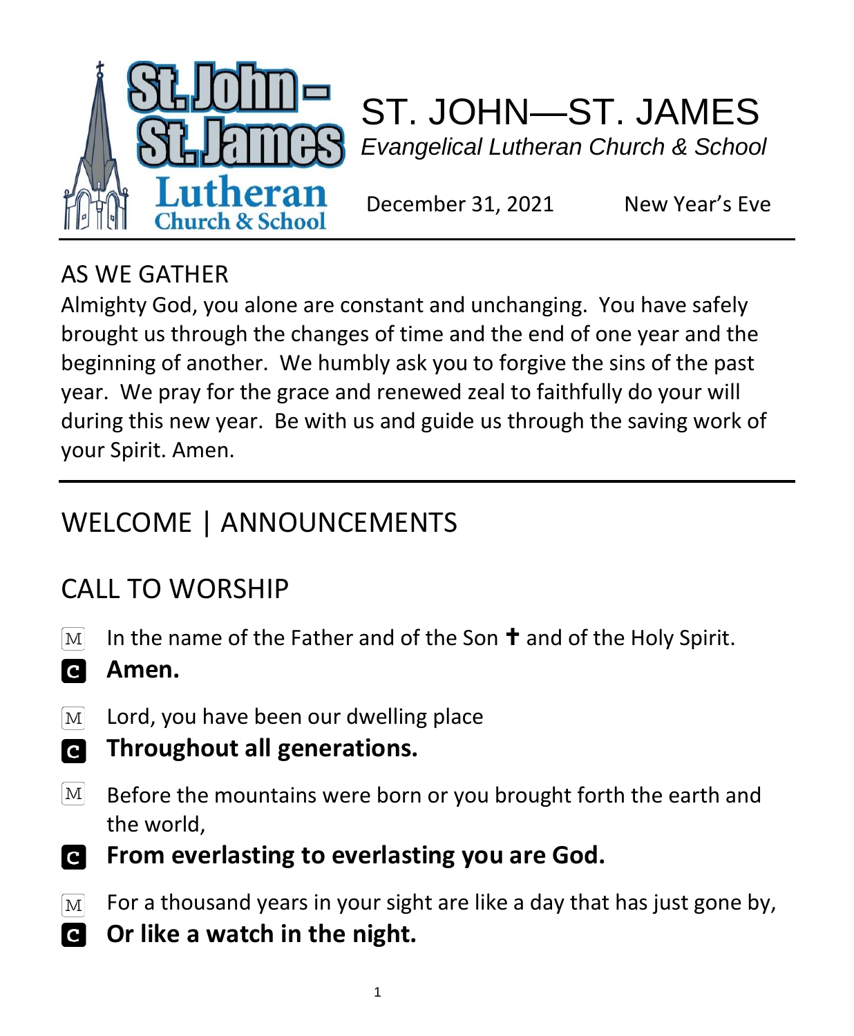# ST. JOHN—ST. JAMES

*Evangelical Lutheran Church & School*

December 31, 2021 New Year's Eve

## AS WE GATHER

Almighty God, you alone are constant and unchanging. You have safely brought us through the changes of time and the end of one year and the beginning of another. We humbly ask you to forgive the sins of the past year. We pray for the grace and renewed zeal to faithfully do your will during this new year. Be with us and guide us through the saving work of your Spirit. Amen.

## WELCOME | ANNOUNCEMENTS

## CALL TO WORSHIP

M In the name of the Father and of the Son ✝ and of the Holy Spirit.

C **Amen.**

M Lord, you have been our dwelling place

C **Throughout all generations.**

M Before the mountains were born or you brought forth the earth and the world,

C **From everlasting to everlasting you are God.**

M For a thousand years in your sight are like a day that has just gone by,

C **Or like a watch in the night.**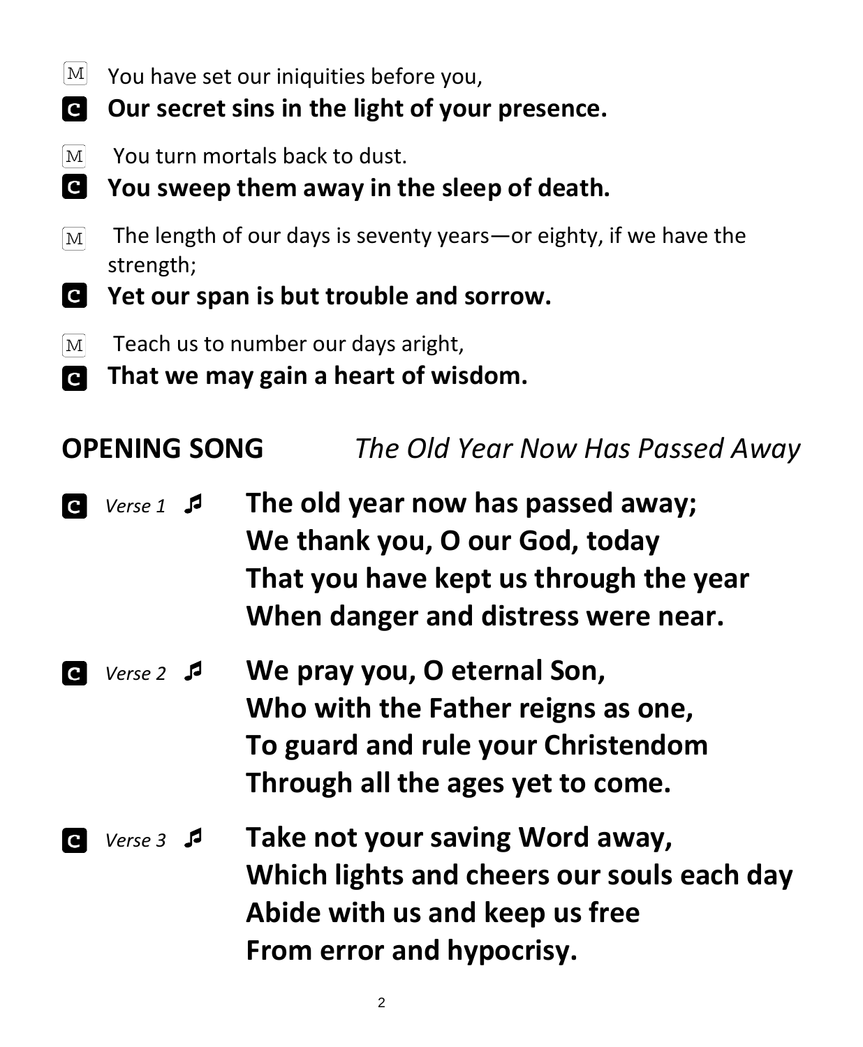M You have set our iniquities before you,

**C Our secret sins in the light of your presence.**

M You turn mortals back to dust.

**C You sweep them away in the sleep of death.**

M The length of our days is seventy years—or eighty, if we have the strength;

**C Yet our span is but trouble and sorrow.**

M Teach us to number our days aright,

**C That we may gain a heart of wisdom.**

## OPENING SONG *The Old Year Now Has Passed Away*

C *Verse 1* ♬ **The old year now has passed away;**
**We thank you, O our God, today**
**That you have kept us through the year**
**When danger and distress were near.**

C *Verse 2* ♬ **We pray you, O eternal Son,**
**Who with the Father reigns as one,**
**To guard and rule your Christendom**
**Through all the ages yet to come.**

C *Verse 3* ♬ **Take not your saving Word away,**
**Which lights and cheers our souls each day**
**Abide with us and keep us free**
**From error and hypocrisy.**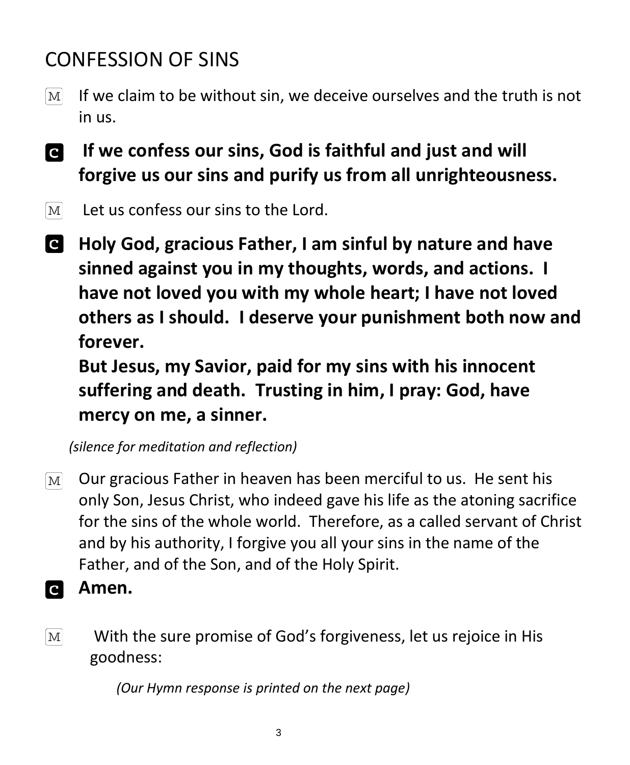## CONFESSION OF SINS

M If we claim to be without sin, we deceive ourselves and the truth is not in us.

**C If we confess our sins, God is faithful and just and will forgive us our sins and purify us from all unrighteousness.**

M Let us confess our sins to the Lord.

**C Holy God, gracious Father, I am sinful by nature and have sinned against you in my thoughts, words, and actions. I have not loved you with my whole heart; I have not loved others as I should. I deserve your punishment both now and forever.**
**But Jesus, my Savior, paid for my sins with his innocent suffering and death. Trusting in him, I pray: God, have mercy on me, a sinner.**

*(silence for meditation and reflection)*

M Our gracious Father in heaven has been merciful to us. He sent his only Son, Jesus Christ, who indeed gave his life as the atoning sacrifice for the sins of the whole world. Therefore, as a called servant of Christ and by his authority, I forgive you all your sins in the name of the Father, and of the Son, and of the Holy Spirit.

**C Amen.**

M With the sure promise of God's forgiveness, let us rejoice in His goodness:

*(Our Hymn response is printed on the next page)*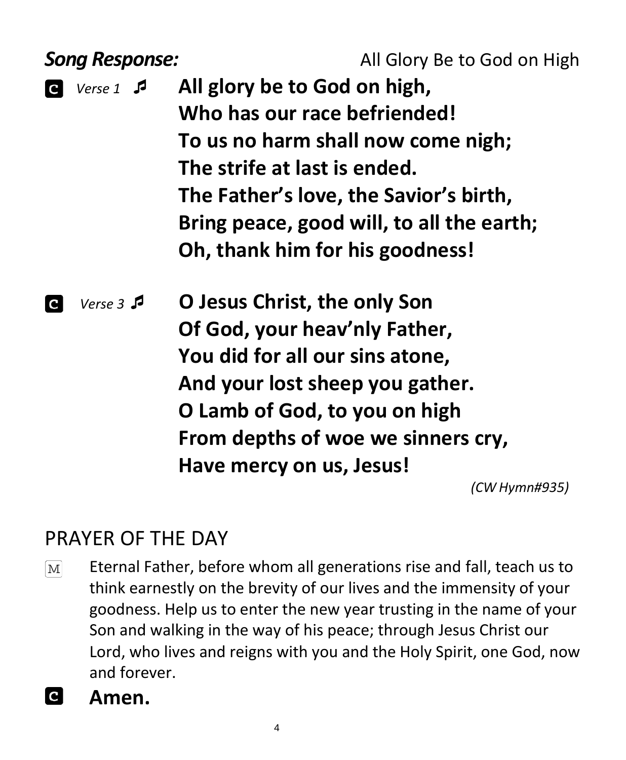***Song Response:*** All Glory Be to God on High

**C** *Verse 1* ♬ **All glory be to God on high,**
**Who has our race befriended!**
**To us no harm shall now come nigh;**
**The strife at last is ended.**
**The Father's love, the Savior's birth,**
**Bring peace, good will, to all the earth;**
**Oh, thank him for his goodness!**

**C** *Verse 3* ♬ **O Jesus Christ, the only Son**
**Of God, your heav'nly Father,**
**You did for all our sins atone,**
**And your lost sheep you gather.**
**O Lamb of God, to you on high**
**From depths of woe we sinners cry,**
**Have mercy on us, Jesus!**

*(CW Hymn#935)*

## PRAYER OF THE DAY

M Eternal Father, before whom all generations rise and fall, teach us to think earnestly on the brevity of our lives and the immensity of your goodness. Help us to enter the new year trusting in the name of your Son and walking in the way of his peace; through Jesus Christ our Lord, who lives and reigns with you and the Holy Spirit, one God, now and forever.

**C** **Amen.**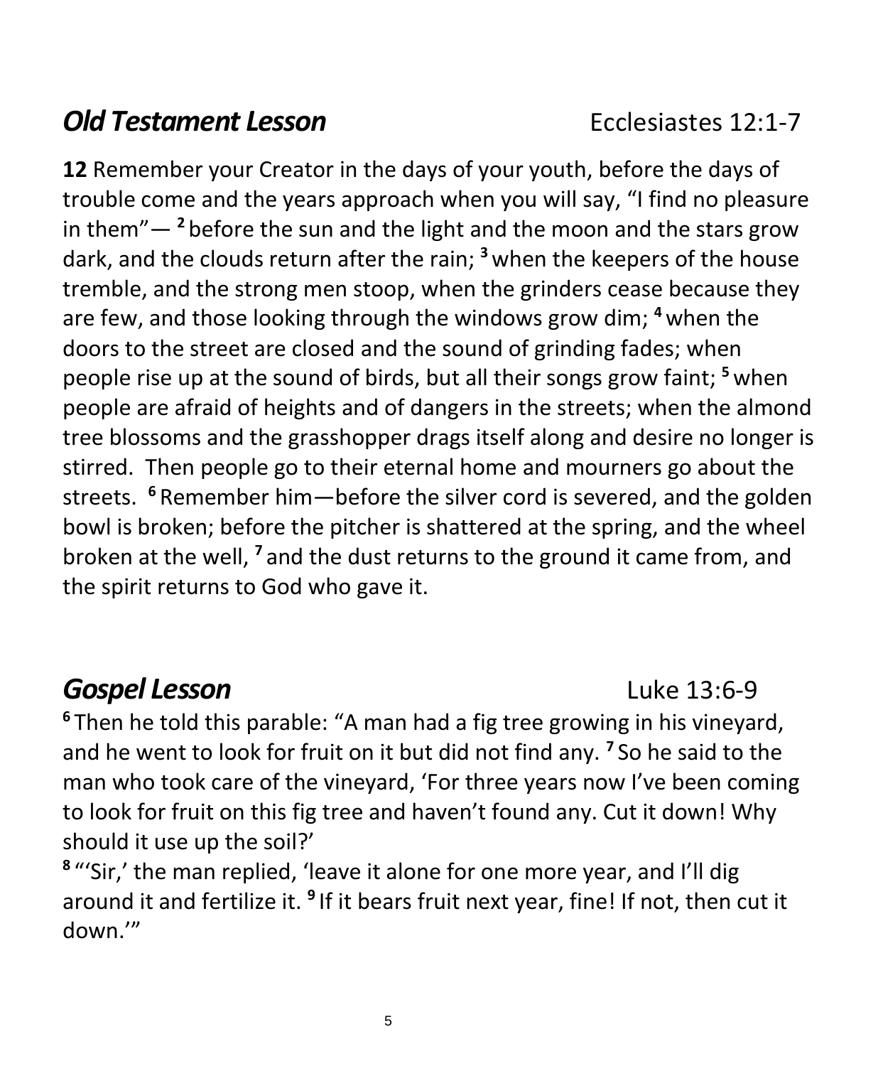## ***Old Testament Lesson*** Ecclesiastes 12:1-7

**12** Remember your Creator in the days of your youth, before the days of trouble come and the years approach when you will say, "I find no pleasure in them"— [2] before the sun and the light and the moon and the stars grow dark, and the clouds return after the rain; [3] when the keepers of the house tremble, and the strong men stoop, when the grinders cease because they are few, and those looking through the windows grow dim; [4] when the doors to the street are closed and the sound of grinding fades; when people rise up at the sound of birds, but all their songs grow faint; [5] when people are afraid of heights and of dangers in the streets; when the almond tree blossoms and the grasshopper drags itself along and desire no longer is stirred. Then people go to their eternal home and mourners go about the streets. [6] Remember him—before the silver cord is severed, and the golden bowl is broken; before the pitcher is shattered at the spring, and the wheel broken at the well, [7] and the dust returns to the ground it came from, and the spirit returns to God who gave it.

## ***Gospel Lesson*** Luke 13:6-9

[6] Then he told this parable: "A man had a fig tree growing in his vineyard, and he went to look for fruit on it but did not find any. [7] So he said to the man who took care of the vineyard, 'For three years now I've been coming to look for fruit on this fig tree and haven't found any. Cut it down! Why should it use up the soil?'

[8] "'Sir,' the man replied, 'leave it alone for one more year, and I'll dig around it and fertilize it. [9] If it bears fruit next year, fine! If not, then cut it down.'"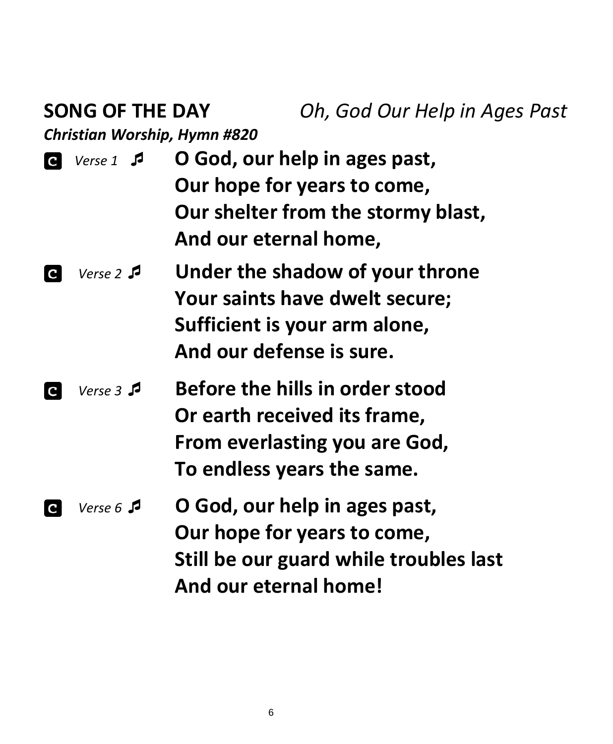**SONG OF THE DAY** *Oh, God Our Help in Ages Past*

***Christian Worship, Hymn #820***

**C** *Verse 1* ♫ **O God, our help in ages past,**
**Our hope for years to come,**
**Our shelter from the stormy blast,**
**And our eternal home,**

**C** *Verse 2* ♫ **Under the shadow of your throne**
**Your saints have dwelt secure;**
**Sufficient is your arm alone,**
**And our defense is sure.**

**C** *Verse 3* ♫ **Before the hills in order stood**
**Or earth received its frame,**
**From everlasting you are God,**
**To endless years the same.**

**C** *Verse 6* ♫ **O God, our help in ages past,**
**Our hope for years to come,**
**Still be our guard while troubles last**
**And our eternal home!**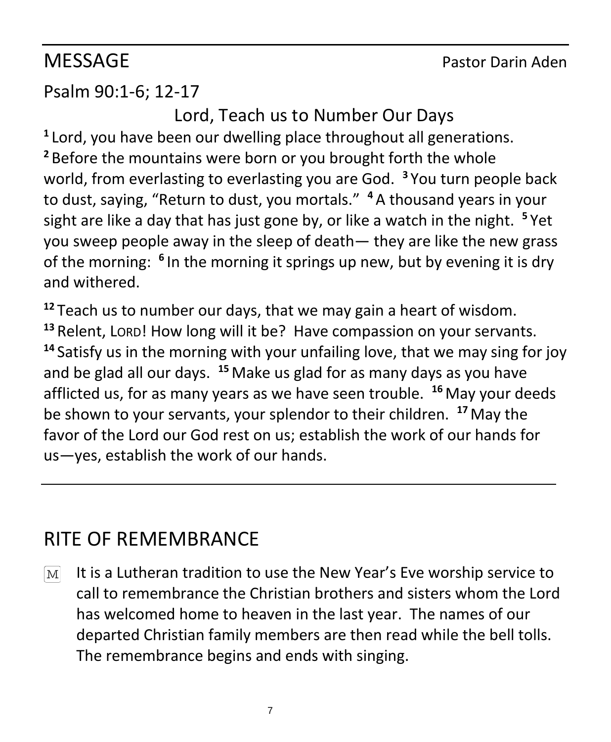## MESSAGE Pastor Darin Aden

Psalm 90:1-6; 12-17

Lord, Teach us to Number Our Days

[1] Lord, you have been our dwelling place throughout all generations. [2] Before the mountains were born or you brought forth the whole world, from everlasting to everlasting you are God. [3] You turn people back to dust, saying, “Return to dust, you mortals.” [4] A thousand years in your sight are like a day that has just gone by, or like a watch in the night. [5] Yet you sweep people away in the sleep of death— they are like the new grass of the morning: [6] In the morning it springs up new, but by evening it is dry and withered.

[12] Teach us to number our days, that we may gain a heart of wisdom. [13] Relent, LORD! How long will it be? Have compassion on your servants. [14] Satisfy us in the morning with your unfailing love, that we may sing for joy and be glad all our days. [15] Make us glad for as many days as you have afflicted us, for as many years as we have seen trouble. [16] May your deeds be shown to your servants, your splendor to their children. [17] May the favor of the Lord our God rest on us; establish the work of our hands for us—yes, establish the work of our hands.

---

## RITE OF REMEMBRANCE

M It is a Lutheran tradition to use the New Year’s Eve worship service to call to remembrance the Christian brothers and sisters whom the Lord has welcomed home to heaven in the last year. The names of our departed Christian family members are then read while the bell tolls. The remembrance begins and ends with singing.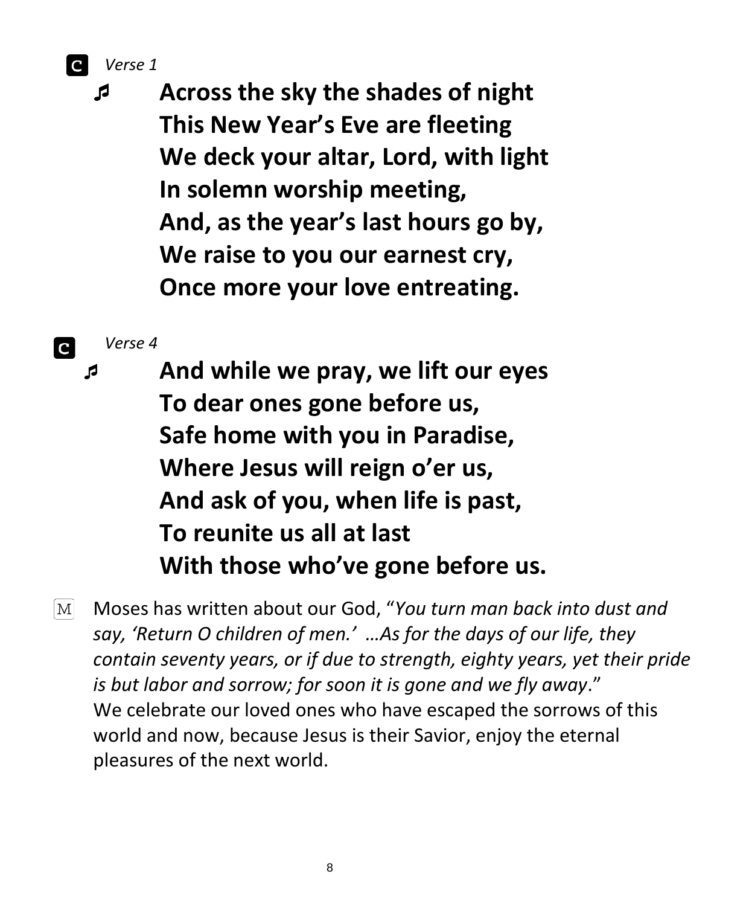**C** *Verse 1*

♬ **Across the sky the shades of night**
**This New Year's Eve are fleeting**
**We deck your altar, Lord, with light**
**In solemn worship meeting,**
**And, as the year's last hours go by,**
**We raise to you our earnest cry,**
**Once more your love entreating.**

**C** *Verse 4*

♬ **And while we pray, we lift our eyes**
**To dear ones gone before us,**
**Safe home with you in Paradise,**
**Where Jesus will reign o'er us,**
**And ask of you, when life is past,**
**To reunite us all at last**
**With those who've gone before us.**

M Moses has written about our God, "*You turn man back into dust and say, 'Return O children of men.' …As for the days of our life, they contain seventy years, or if due to strength, eighty years, yet their pride is but labor and sorrow; for soon it is gone and we fly away*."
We celebrate our loved ones who have escaped the sorrows of this world and now, because Jesus is their Savior, enjoy the eternal pleasures of the next world.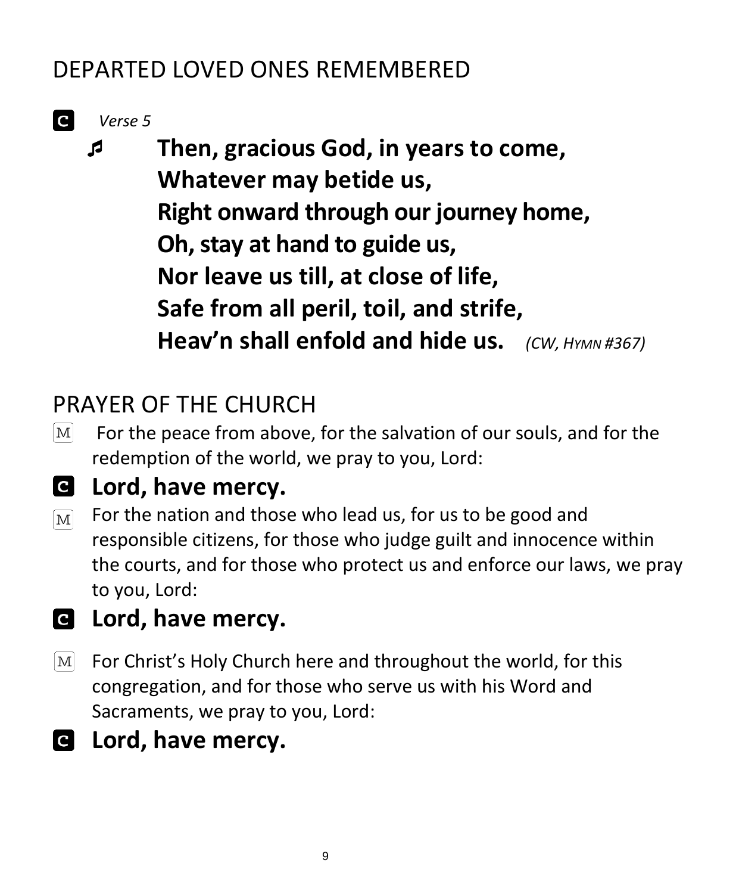## DEPARTED LOVED ONES REMEMBERED

**C** *Verse 5*

♫ **Then, gracious God, in years to come,**
**Whatever may betide us,**
**Right onward through our journey home,**
**Oh, stay at hand to guide us,**
**Nor leave us till, at close of life,**
**Safe from all peril, toil, and strife,**
**Heav'n shall enfold and hide us.** *(CW, HYMN #367)*

## PRAYER OF THE CHURCH

M For the peace from above, for the salvation of our souls, and for the redemption of the world, we pray to you, Lord:

**C Lord, have mercy.**

M For the nation and those who lead us, for us to be good and responsible citizens, for those who judge guilt and innocence within the courts, and for those who protect us and enforce our laws, we pray to you, Lord:

**C Lord, have mercy.**

M For Christ's Holy Church here and throughout the world, for this congregation, and for those who serve us with his Word and Sacraments, we pray to you, Lord:

**C Lord, have mercy.**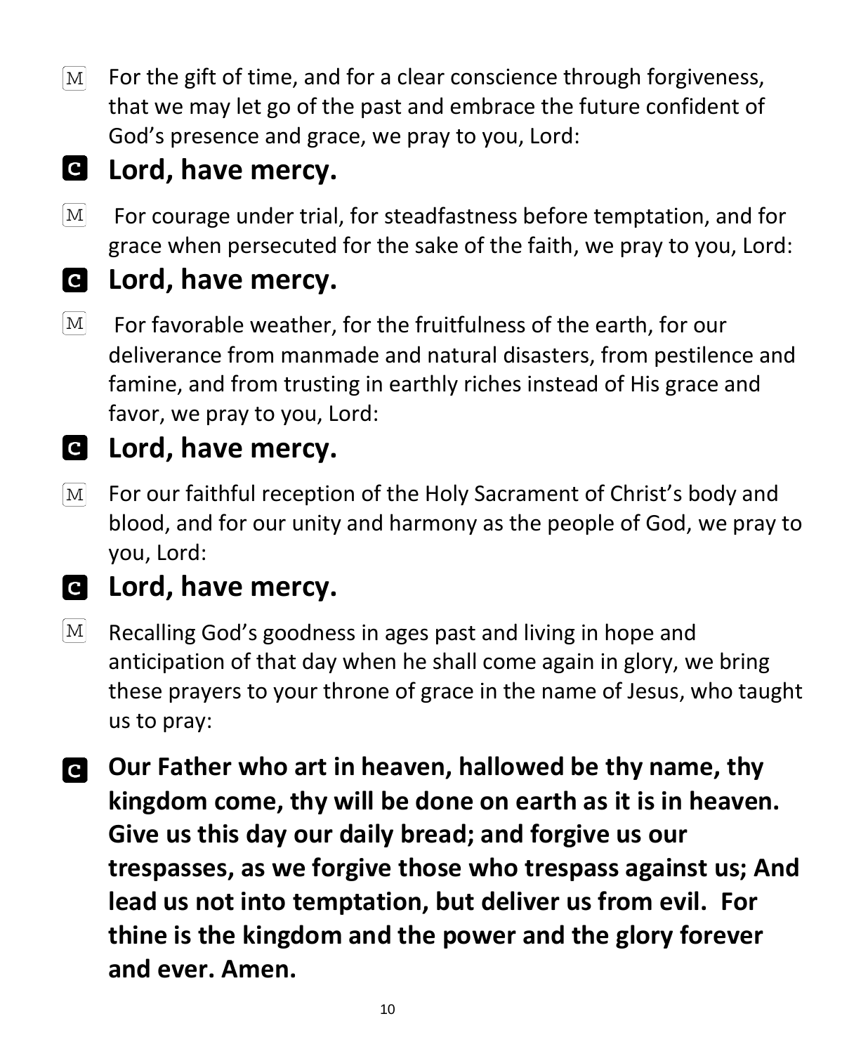M For the gift of time, and for a clear conscience through forgiveness, that we may let go of the past and embrace the future confident of God's presence and grace, we pray to you, Lord:

**C Lord, have mercy.**

M For courage under trial, for steadfastness before temptation, and for grace when persecuted for the sake of the faith, we pray to you, Lord:

**C Lord, have mercy.**

M For favorable weather, for the fruitfulness of the earth, for our deliverance from manmade and natural disasters, from pestilence and famine, and from trusting in earthly riches instead of His grace and favor, we pray to you, Lord:

**C Lord, have mercy.**

M For our faithful reception of the Holy Sacrament of Christ's body and blood, and for our unity and harmony as the people of God, we pray to you, Lord:

**C Lord, have mercy.**

M Recalling God's goodness in ages past and living in hope and anticipation of that day when he shall come again in glory, we bring these prayers to your throne of grace in the name of Jesus, who taught us to pray:

**C Our Father who art in heaven, hallowed be thy name, thy kingdom come, thy will be done on earth as it is in heaven. Give us this day our daily bread; and forgive us our trespasses, as we forgive those who trespass against us; And lead us not into temptation, but deliver us from evil. For thine is the kingdom and the power and the glory forever and ever. Amen.**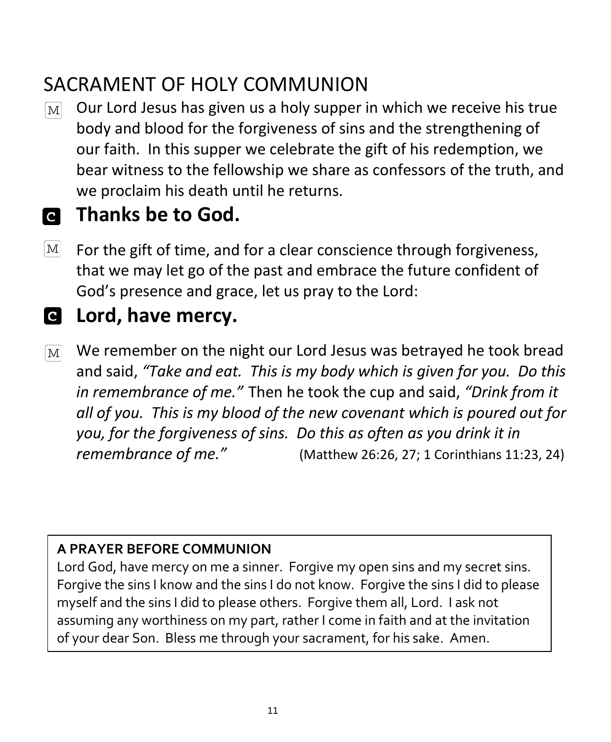# SACRAMENT OF HOLY COMMUNION

M Our Lord Jesus has given us a holy supper in which we receive his true body and blood for the forgiveness of sins and the strengthening of our faith. In this supper we celebrate the gift of his redemption, we bear witness to the fellowship we share as confessors of the truth, and we proclaim his death until he returns.

**C Thanks be to God.**

M For the gift of time, and for a clear conscience through forgiveness, that we may let go of the past and embrace the future confident of God's presence and grace, let us pray to the Lord:

**C Lord, have mercy.**

M We remember on the night our Lord Jesus was betrayed he took bread and said, *"Take and eat. This is my body which is given for you. Do this in remembrance of me."* Then he took the cup and said, *"Drink from it all of you. This is my blood of the new covenant which is poured out for you, for the forgiveness of sins. Do this as often as you drink it in remembrance of me."* (Matthew 26:26, 27; 1 Corinthians 11:23, 24)

**A PRAYER BEFORE COMMUNION**

Lord God, have mercy on me a sinner. Forgive my open sins and my secret sins. Forgive the sins I know and the sins I do not know. Forgive the sins I did to please myself and the sins I did to please others. Forgive them all, Lord. I ask not assuming any worthiness on my part, rather I come in faith and at the invitation of your dear Son. Bless me through your sacrament, for his sake. Amen.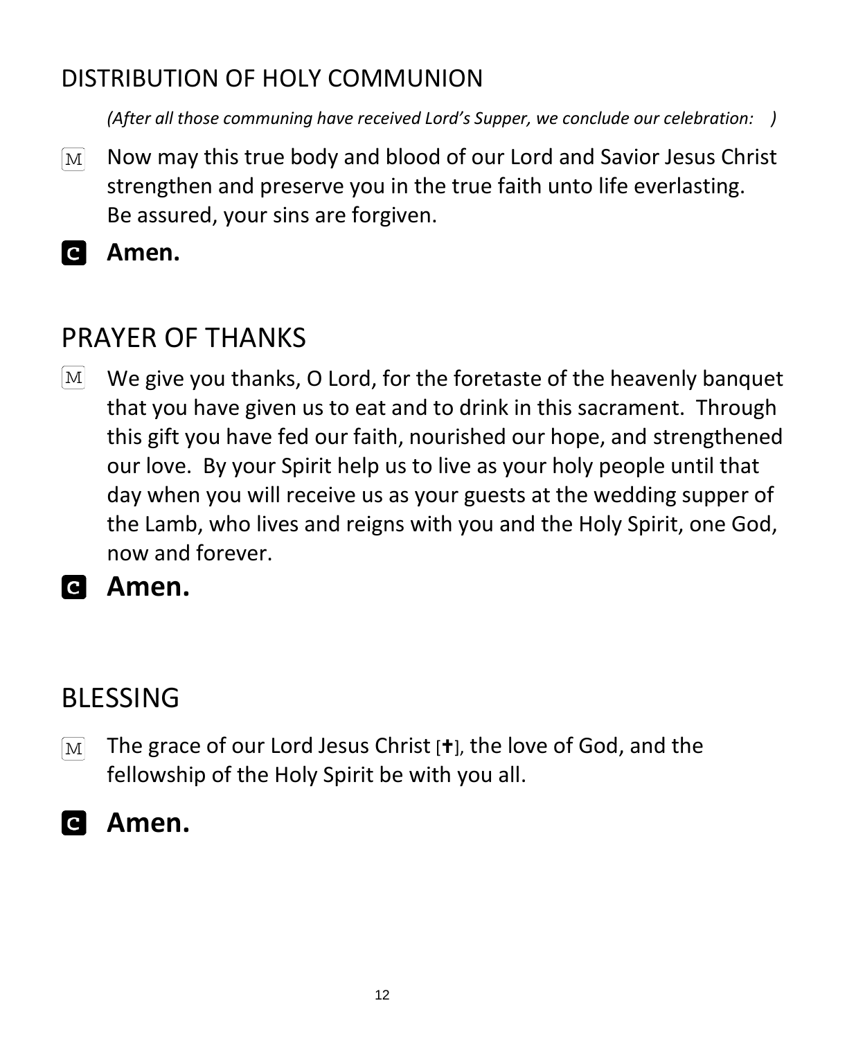## DISTRIBUTION OF HOLY COMMUNION

*(After all those communing have received Lord's Supper, we conclude our celebration:    )*

M  Now may this true body and blood of our Lord and Savior Jesus Christ strengthen and preserve you in the true faith unto life everlasting.
Be assured, your sins are forgiven.

**C  Amen.**

## PRAYER OF THANKS

M  We give you thanks, O Lord, for the foretaste of the heavenly banquet that you have given us to eat and to drink in this sacrament.  Through this gift you have fed our faith, nourished our hope, and strengthened our love.  By your Spirit help us to live as your holy people until that day when you will receive us as your guests at the wedding supper of the Lamb, who lives and reigns with you and the Holy Spirit, one God, now and forever.

**C  Amen.**

## BLESSING

M  The grace of our Lord Jesus Christ [✝], the love of God, and the fellowship of the Holy Spirit be with you all.

**C  Amen.**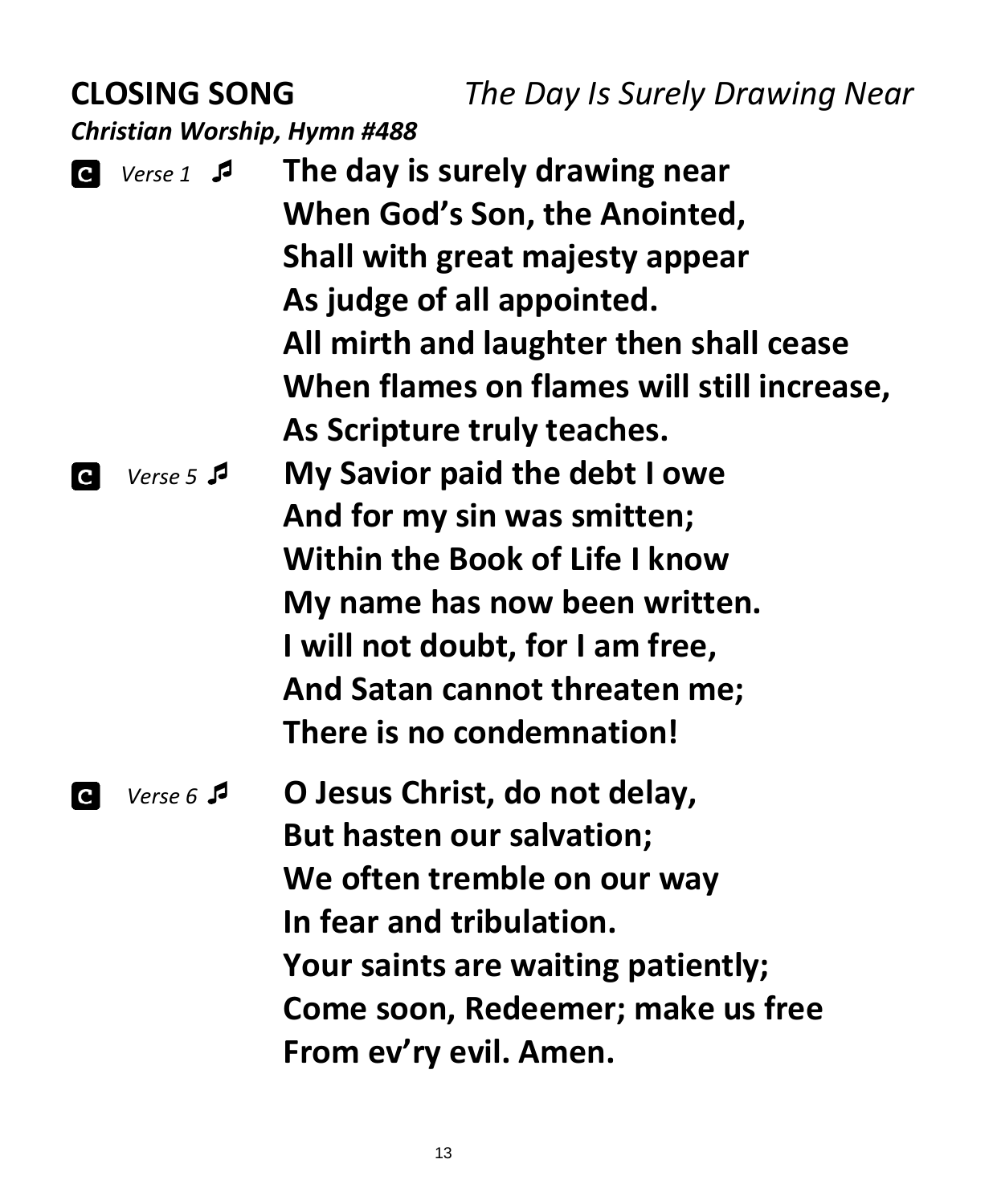**CLOSING SONG** *The Day Is Surely Drawing Near*

***Christian Worship, Hymn #488***

**C** *Verse 1* ♫

**The day is surely drawing near**
**When God's Son, the Anointed,**
**Shall with great majesty appear**
**As judge of all appointed.**
**All mirth and laughter then shall cease**
**When flames on flames will still increase,**
**As Scripture truly teaches.**

**C** *Verse 5* ♫

**My Savior paid the debt I owe**
**And for my sin was smitten;**
**Within the Book of Life I know**
**My name has now been written.**
**I will not doubt, for I am free,**
**And Satan cannot threaten me;**
**There is no condemnation!**

**C** *Verse 6* ♫

**O Jesus Christ, do not delay,**
**But hasten our salvation;**
**We often tremble on our way**
**In fear and tribulation.**
**Your saints are waiting patiently;**
**Come soon, Redeemer; make us free**
**From ev'ry evil. Amen.**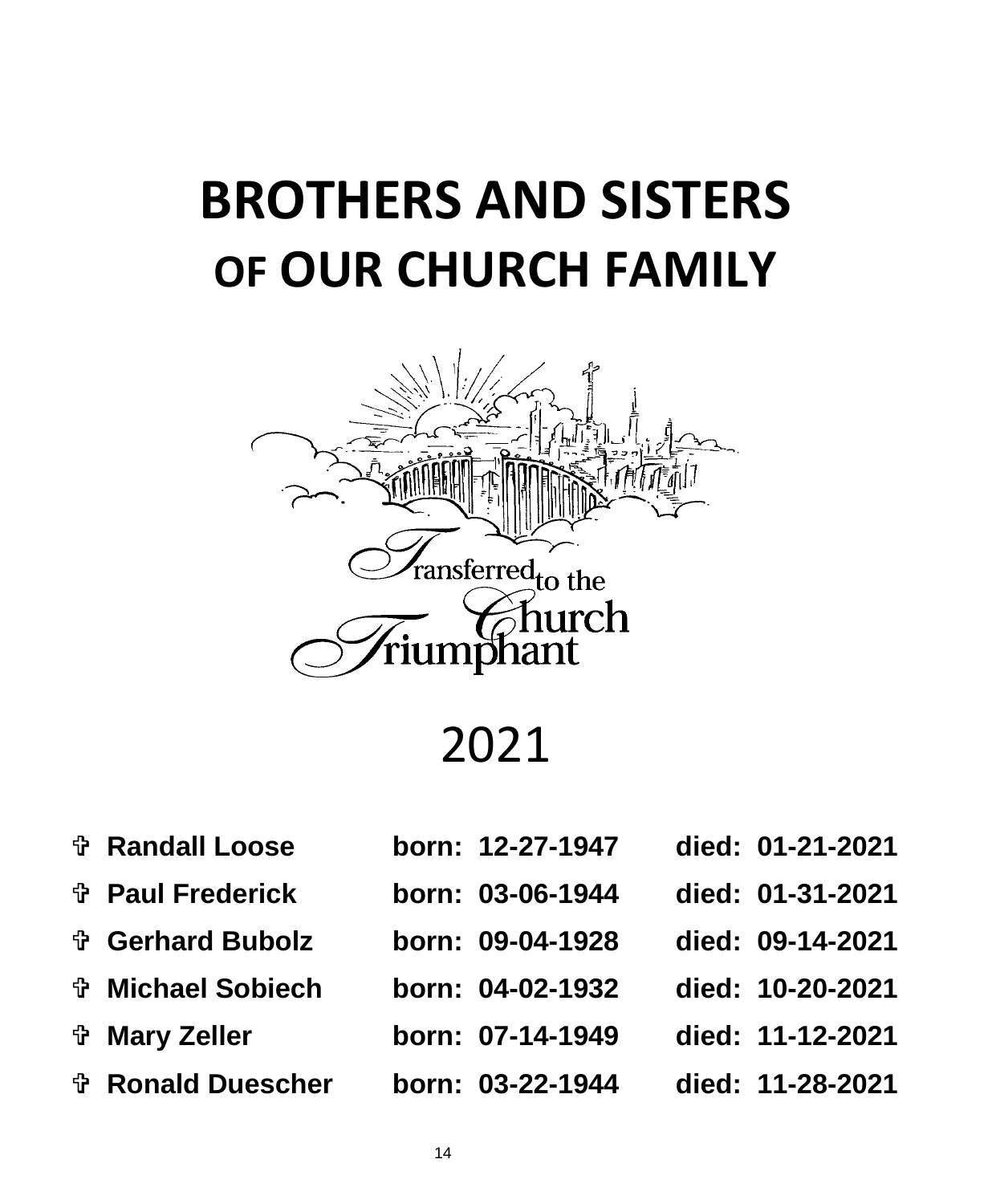# BROTHERS AND SISTERS OF OUR CHURCH FAMILY

Transferred to the Church Triumphant

2021

| | Name | Born | Died |
|---|---|---|---|
| ✞ | **Randall Loose** | **born: 12-27-1947** | **died: 01-21-2021** |
| ✞ | **Paul Frederick** | **born: 03-06-1944** | **died: 01-31-2021** |
| ✞ | **Gerhard Bubolz** | **born: 09-04-1928** | **died: 09-14-2021** |
| ✞ | **Michael Sobiech** | **born: 04-02-1932** | **died: 10-20-2021** |
| ✞ | **Mary Zeller** | **born: 07-14-1949** | **died: 11-12-2021** |
| ✞ | **Ronald Duescher** | **born: 03-22-1944** | **died: 11-28-2021** |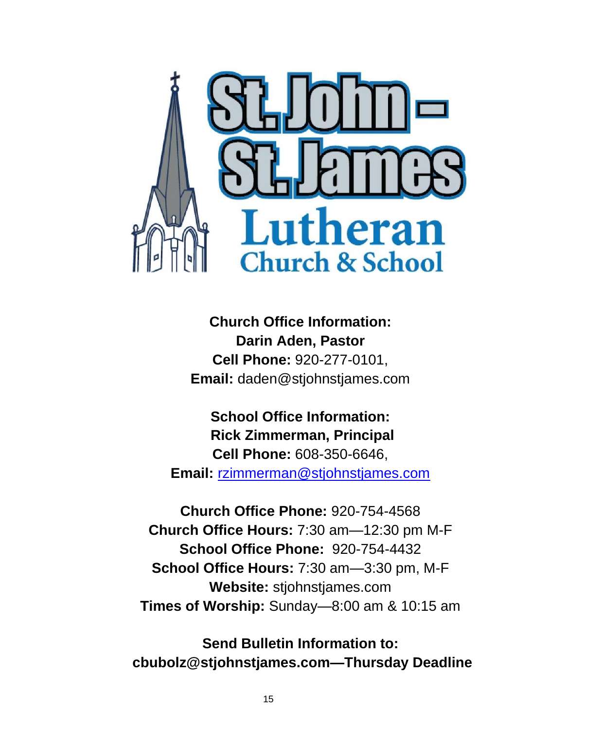# St. John – St. James Lutheran Church & School

**Church Office Information:**
**Darin Aden, Pastor**
**Cell Phone:** 920-277-0101,
**Email:** daden@stjohnstjames.com

**School Office Information:**
**Rick Zimmerman, Principal**
**Cell Phone:** 608-350-6646,
**Email:** rzimmerman@stjohnstjames.com

**Church Office Phone:** 920-754-4568
**Church Office Hours:** 7:30 am—12:30 pm M-F
**School Office Phone:** 920-754-4432
**School Office Hours:** 7:30 am—3:30 pm, M-F
**Website:** stjohnstjames.com
**Times of Worship:** Sunday—8:00 am & 10:15 am

**Send Bulletin Information to:**
**cbubolz@stjohnstjames.com—Thursday Deadline**